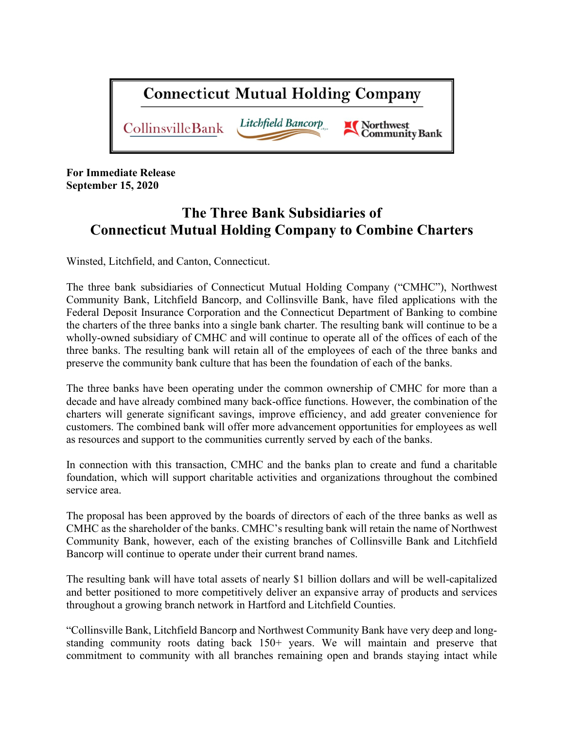**Connecticut Mutual Holding Company**

CollinsvilleBank Litchfield Bancorp Northwest Community Bank

**For Immediate Release**
**September 15, 2020**

# The Three Bank Subsidiaries of Connecticut Mutual Holding Company to Combine Charters

Winsted, Litchfield, and Canton, Connecticut.

The three bank subsidiaries of Connecticut Mutual Holding Company ("CMHC"), Northwest Community Bank, Litchfield Bancorp, and Collinsville Bank, have filed applications with the Federal Deposit Insurance Corporation and the Connecticut Department of Banking to combine the charters of the three banks into a single bank charter. The resulting bank will continue to be a wholly-owned subsidiary of CMHC and will continue to operate all of the offices of each of the three banks. The resulting bank will retain all of the employees of each of the three banks and preserve the community bank culture that has been the foundation of each of the banks.

The three banks have been operating under the common ownership of CMHC for more than a decade and have already combined many back-office functions. However, the combination of the charters will generate significant savings, improve efficiency, and add greater convenience for customers. The combined bank will offer more advancement opportunities for employees as well as resources and support to the communities currently served by each of the banks.

In connection with this transaction, CMHC and the banks plan to create and fund a charitable foundation, which will support charitable activities and organizations throughout the combined service area.

The proposal has been approved by the boards of directors of each of the three banks as well as CMHC as the shareholder of the banks. CMHC's resulting bank will retain the name of Northwest Community Bank, however, each of the existing branches of Collinsville Bank and Litchfield Bancorp will continue to operate under their current brand names.

The resulting bank will have total assets of nearly $1 billion dollars and will be well-capitalized and better positioned to more competitively deliver an expansive array of products and services throughout a growing branch network in Hartford and Litchfield Counties.

"Collinsville Bank, Litchfield Bancorp and Northwest Community Bank have very deep and long-standing community roots dating back 150+ years. We will maintain and preserve that commitment to community with all branches remaining open and brands staying intact while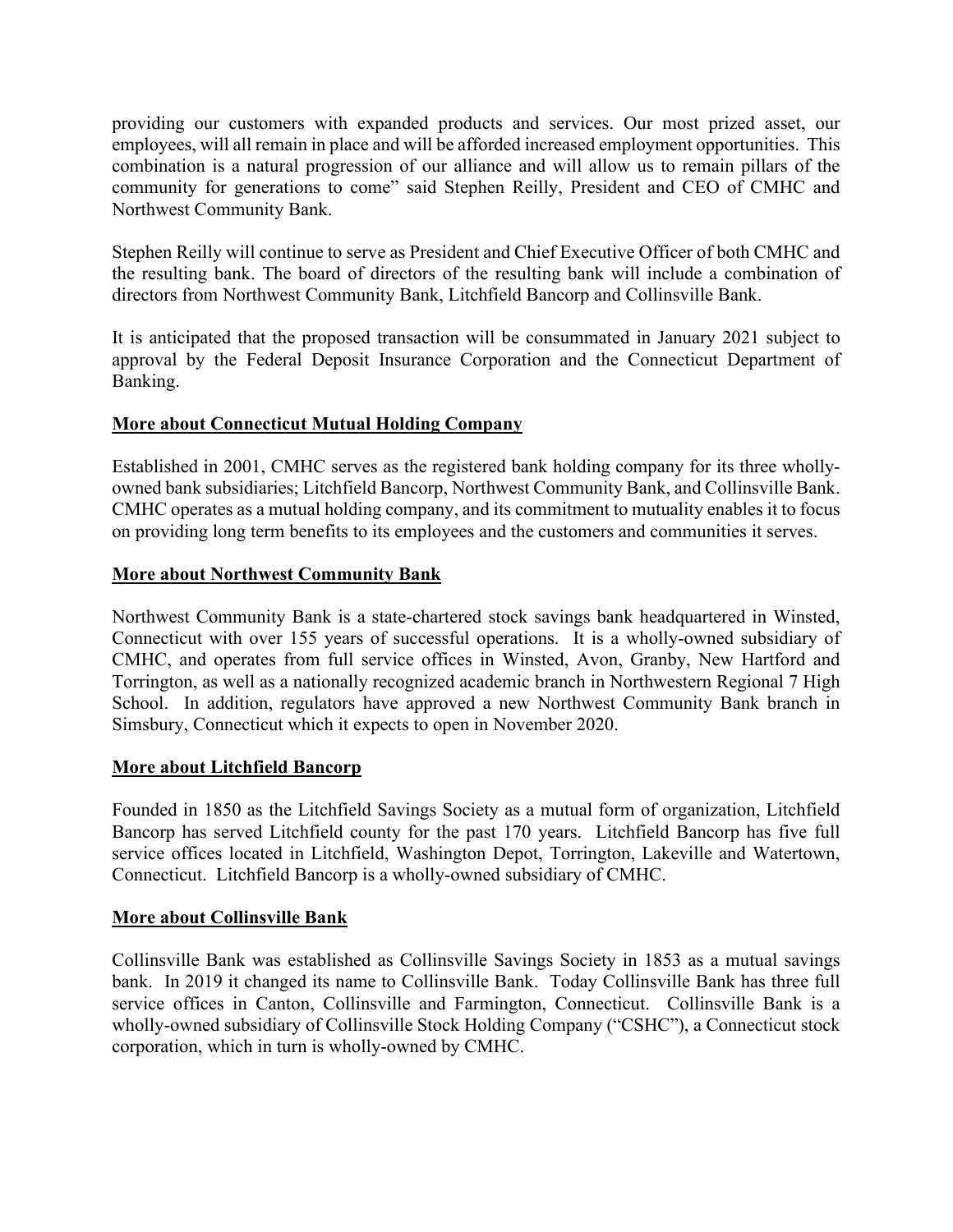providing our customers with expanded products and services. Our most prized asset, our employees, will all remain in place and will be afforded increased employment opportunities. This combination is a natural progression of our alliance and will allow us to remain pillars of the community for generations to come" said Stephen Reilly, President and CEO of CMHC and Northwest Community Bank.

Stephen Reilly will continue to serve as President and Chief Executive Officer of both CMHC and the resulting bank. The board of directors of the resulting bank will include a combination of directors from Northwest Community Bank, Litchfield Bancorp and Collinsville Bank.

It is anticipated that the proposed transaction will be consummated in January 2021 subject to approval by the Federal Deposit Insurance Corporation and the Connecticut Department of Banking.

**More about Connecticut Mutual Holding Company**

Established in 2001, CMHC serves as the registered bank holding company for its three wholly-owned bank subsidiaries; Litchfield Bancorp, Northwest Community Bank, and Collinsville Bank. CMHC operates as a mutual holding company, and its commitment to mutuality enables it to focus on providing long term benefits to its employees and the customers and communities it serves.

**More about Northwest Community Bank**

Northwest Community Bank is a state-chartered stock savings bank headquartered in Winsted, Connecticut with over 155 years of successful operations. It is a wholly-owned subsidiary of CMHC, and operates from full service offices in Winsted, Avon, Granby, New Hartford and Torrington, as well as a nationally recognized academic branch in Northwestern Regional 7 High School. In addition, regulators have approved a new Northwest Community Bank branch in Simsbury, Connecticut which it expects to open in November 2020.

**More about Litchfield Bancorp**

Founded in 1850 as the Litchfield Savings Society as a mutual form of organization, Litchfield Bancorp has served Litchfield county for the past 170 years. Litchfield Bancorp has five full service offices located in Litchfield, Washington Depot, Torrington, Lakeville and Watertown, Connecticut. Litchfield Bancorp is a wholly-owned subsidiary of CMHC.

**More about Collinsville Bank**

Collinsville Bank was established as Collinsville Savings Society in 1853 as a mutual savings bank. In 2019 it changed its name to Collinsville Bank. Today Collinsville Bank has three full service offices in Canton, Collinsville and Farmington, Connecticut. Collinsville Bank is a wholly-owned subsidiary of Collinsville Stock Holding Company ("CSHC"), a Connecticut stock corporation, which in turn is wholly-owned by CMHC.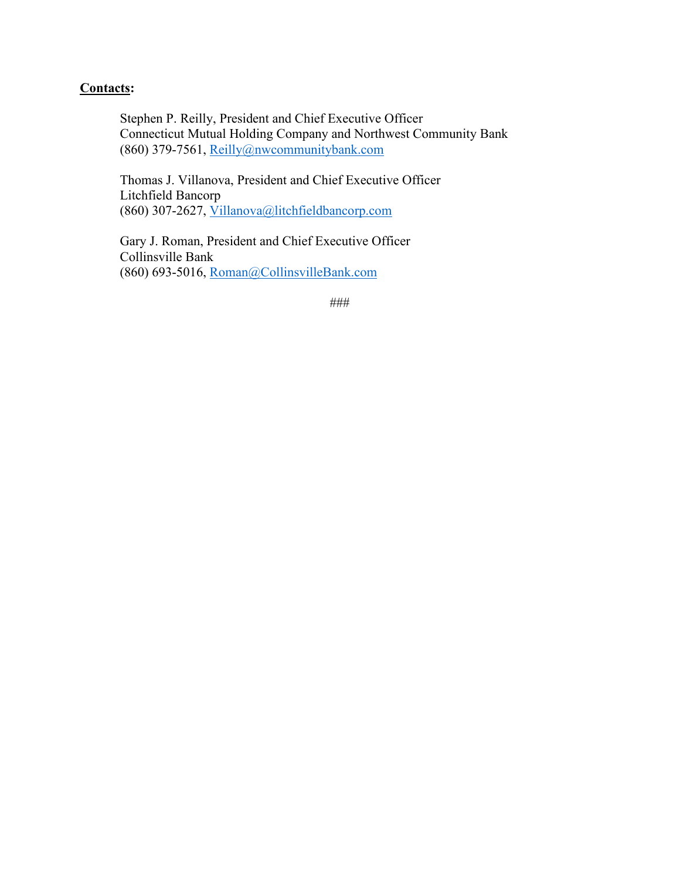**<u>Contacts</u>:**

Stephen P. Reilly, President and Chief Executive Officer
Connecticut Mutual Holding Company and Northwest Community Bank
(860) 379-7561, Reilly@nwcommunitybank.com

Thomas J. Villanova, President and Chief Executive Officer
Litchfield Bancorp
(860) 307-2627, Villanova@litchfieldbancorp.com

Gary J. Roman, President and Chief Executive Officer
Collinsville Bank
(860) 693-5016, Roman@CollinsvilleBank.com

###